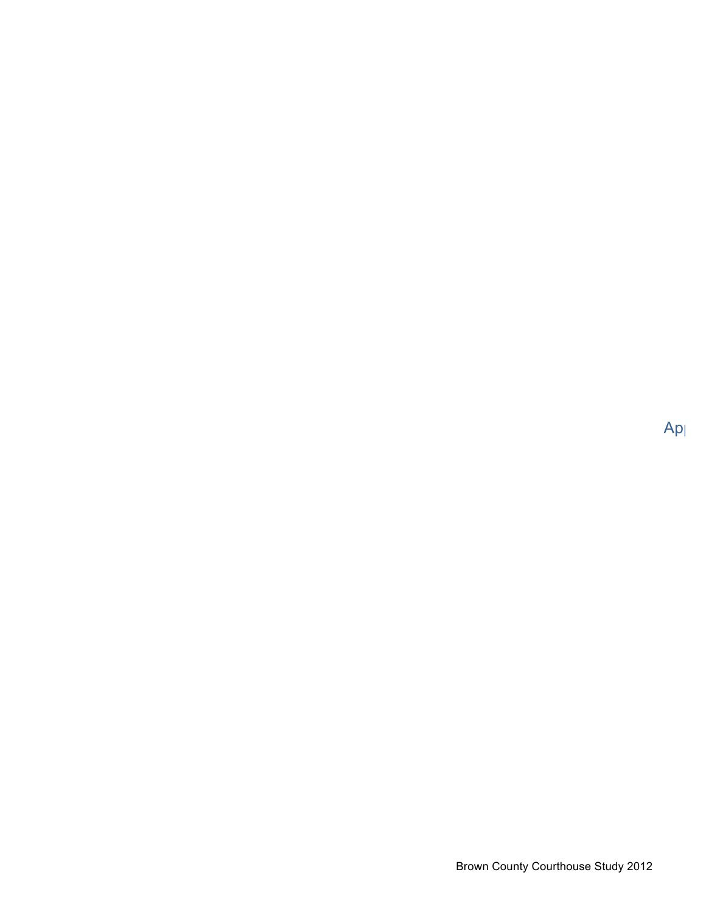Ap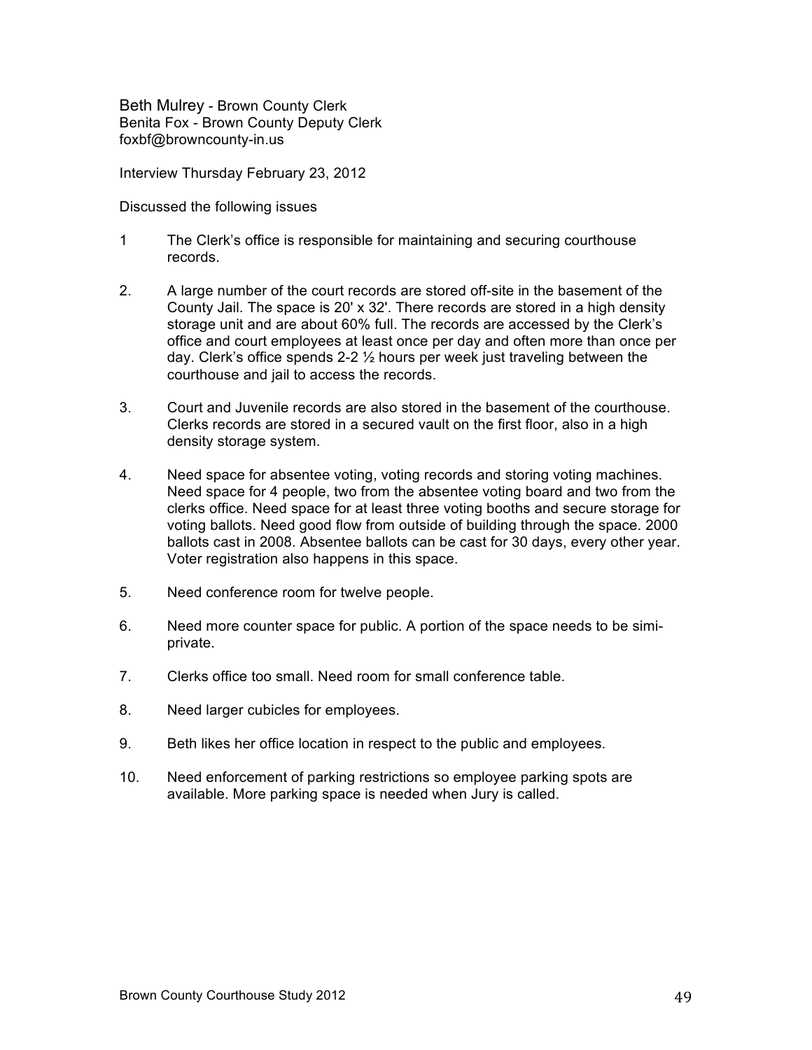Beth Mulrey - Brown County Clerk
Benita Fox - Brown County Deputy Clerk
foxbf@browncounty-in.us

Interview Thursday February 23, 2012

Discussed the following issues

1 The Clerk's office is responsible for maintaining and securing courthouse records.

2. A large number of the court records are stored off-site in the basement of the County Jail. The space is 20' x 32'. There records are stored in a high density storage unit and are about 60% full. The records are accessed by the Clerk's office and court employees at least once per day and often more than once per day. Clerk's office spends 2-2 ½ hours per week just traveling between the courthouse and jail to access the records.

3. Court and Juvenile records are also stored in the basement of the courthouse. Clerks records are stored in a secured vault on the first floor, also in a high density storage system.

4. Need space for absentee voting, voting records and storing voting machines. Need space for 4 people, two from the absentee voting board and two from the clerks office. Need space for at least three voting booths and secure storage for voting ballots. Need good flow from outside of building through the space. 2000 ballots cast in 2008. Absentee ballots can be cast for 30 days, every other year. Voter registration also happens in this space.

5. Need conference room for twelve people.

6. Need more counter space for public. A portion of the space needs to be simi-private.

7. Clerks office too small. Need room for small conference table.

8. Need larger cubicles for employees.

9. Beth likes her office location in respect to the public and employees.

10. Need enforcement of parking restrictions so employee parking spots are available. More parking space is needed when Jury is called.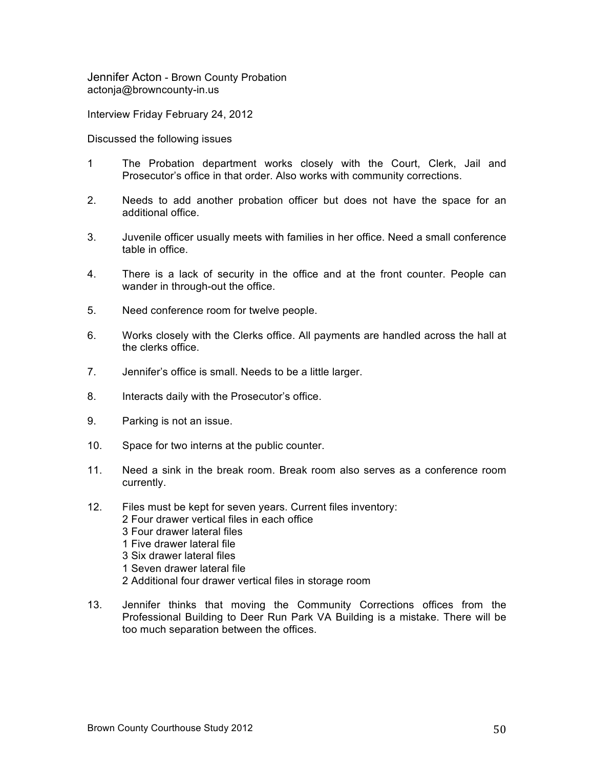Jennifer Acton - Brown County Probation
actonja@browncounty-in.us

Interview Friday February 24, 2012

Discussed the following issues

1 The Probation department works closely with the Court, Clerk, Jail and Prosecutor's office in that order. Also works with community corrections.

2. Needs to add another probation officer but does not have the space for an additional office.

3. Juvenile officer usually meets with families in her office. Need a small conference table in office.

4. There is a lack of security in the office and at the front counter. People can wander in through-out the office.

5. Need conference room for twelve people.

6. Works closely with the Clerks office. All payments are handled across the hall at the clerks office.

7. Jennifer's office is small. Needs to be a little larger.

8. Interacts daily with the Prosecutor's office.

9. Parking is not an issue.

10. Space for two interns at the public counter.

11. Need a sink in the break room. Break room also serves as a conference room currently.

12. Files must be kept for seven years. Current files inventory:
    2 Four drawer vertical files in each office
    3 Four drawer lateral files
    1 Five drawer lateral file
    3 Six drawer lateral files
    1 Seven drawer lateral file
    2 Additional four drawer vertical files in storage room

13. Jennifer thinks that moving the Community Corrections offices from the Professional Building to Deer Run Park VA Building is a mistake. There will be too much separation between the offices.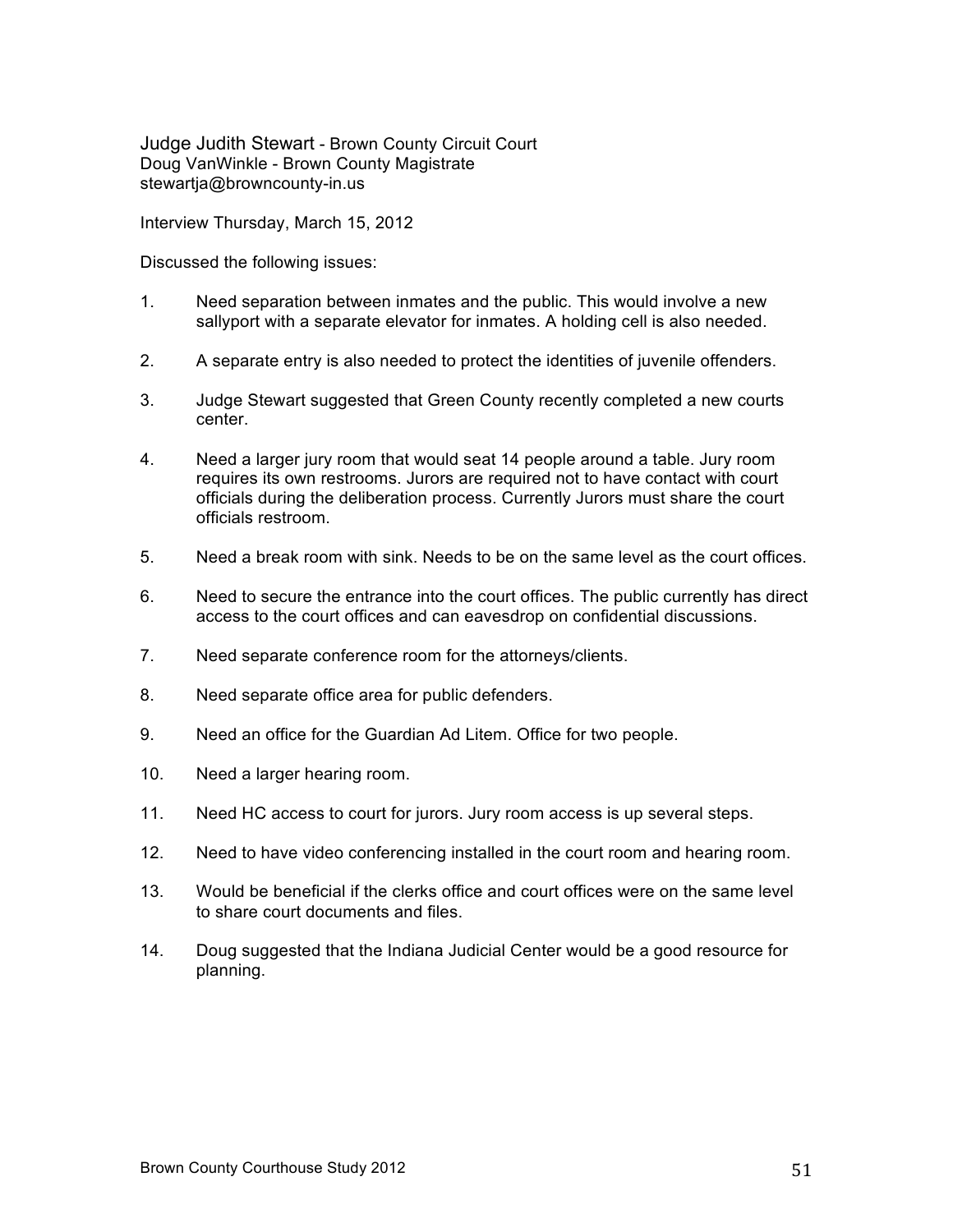Judge Judith Stewart - Brown County Circuit Court
Doug VanWinkle - Brown County Magistrate
stewartja@browncounty-in.us

Interview Thursday, March 15, 2012

Discussed the following issues:

1. Need separation between inmates and the public. This would involve a new sallyport with a separate elevator for inmates. A holding cell is also needed.

2. A separate entry is also needed to protect the identities of juvenile offenders.

3. Judge Stewart suggested that Green County recently completed a new courts center.

4. Need a larger jury room that would seat 14 people around a table. Jury room requires its own restrooms. Jurors are required not to have contact with court officials during the deliberation process. Currently Jurors must share the court officials restroom.

5. Need a break room with sink. Needs to be on the same level as the court offices.

6. Need to secure the entrance into the court offices. The public currently has direct access to the court offices and can eavesdrop on confidential discussions.

7. Need separate conference room for the attorneys/clients.

8. Need separate office area for public defenders.

9. Need an office for the Guardian Ad Litem. Office for two people.

10. Need a larger hearing room.

11. Need HC access to court for jurors. Jury room access is up several steps.

12. Need to have video conferencing installed in the court room and hearing room.

13. Would be beneficial if the clerks office and court offices were on the same level to share court documents and files.

14. Doug suggested that the Indiana Judicial Center would be a good resource for planning.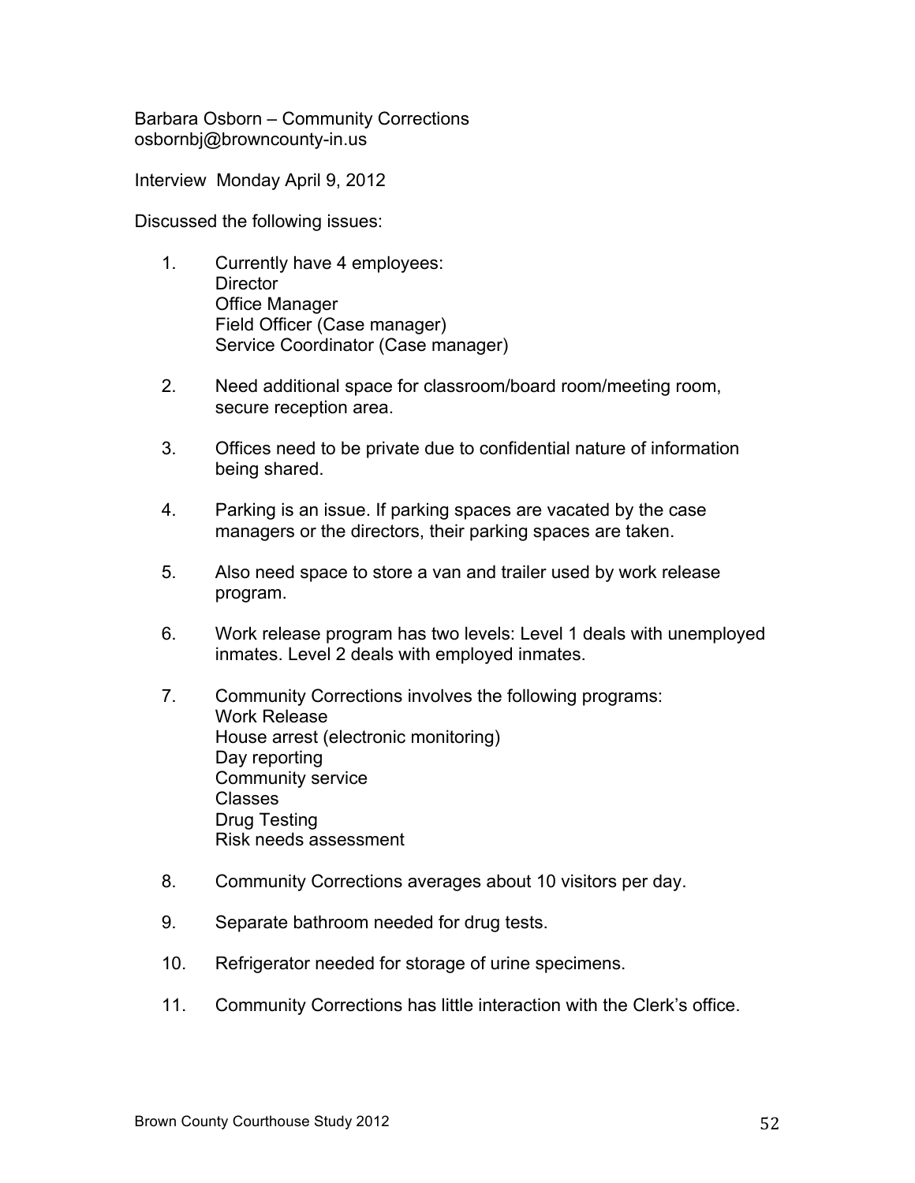Barbara Osborn – Community Corrections
osbornbj@browncounty-in.us

Interview Monday April 9, 2012

Discussed the following issues:

1. Currently have 4 employees:
   Director
   Office Manager
   Field Officer (Case manager)
   Service Coordinator (Case manager)

2. Need additional space for classroom/board room/meeting room, secure reception area.

3. Offices need to be private due to confidential nature of information being shared.

4. Parking is an issue. If parking spaces are vacated by the case managers or the directors, their parking spaces are taken.

5. Also need space to store a van and trailer used by work release program.

6. Work release program has two levels: Level 1 deals with unemployed inmates. Level 2 deals with employed inmates.

7. Community Corrections involves the following programs:
   Work Release
   House arrest (electronic monitoring)
   Day reporting
   Community service
   Classes
   Drug Testing
   Risk needs assessment

8. Community Corrections averages about 10 visitors per day.

9. Separate bathroom needed for drug tests.

10. Refrigerator needed for storage of urine specimens.

11. Community Corrections has little interaction with the Clerk's office.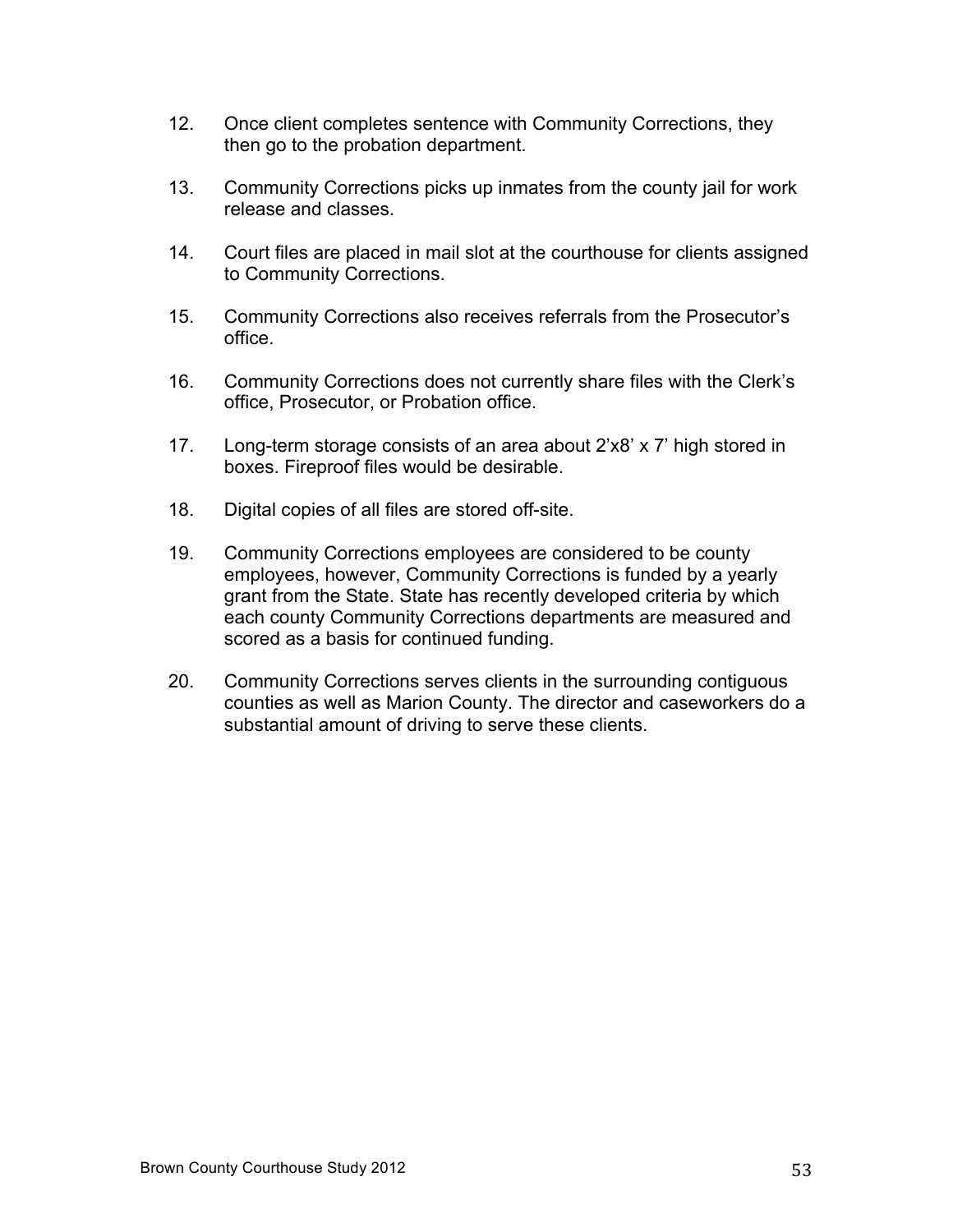12. Once client completes sentence with Community Corrections, they then go to the probation department.

13. Community Corrections picks up inmates from the county jail for work release and classes.

14. Court files are placed in mail slot at the courthouse for clients assigned to Community Corrections.

15. Community Corrections also receives referrals from the Prosecutor's office.

16. Community Corrections does not currently share files with the Clerk's office, Prosecutor, or Probation office.

17. Long-term storage consists of an area about 2'x8' x 7' high stored in boxes. Fireproof files would be desirable.

18. Digital copies of all files are stored off-site.

19. Community Corrections employees are considered to be county employees, however, Community Corrections is funded by a yearly grant from the State. State has recently developed criteria by which each county Community Corrections departments are measured and scored as a basis for continued funding.

20. Community Corrections serves clients in the surrounding contiguous counties as well as Marion County. The director and caseworkers do a substantial amount of driving to serve these clients.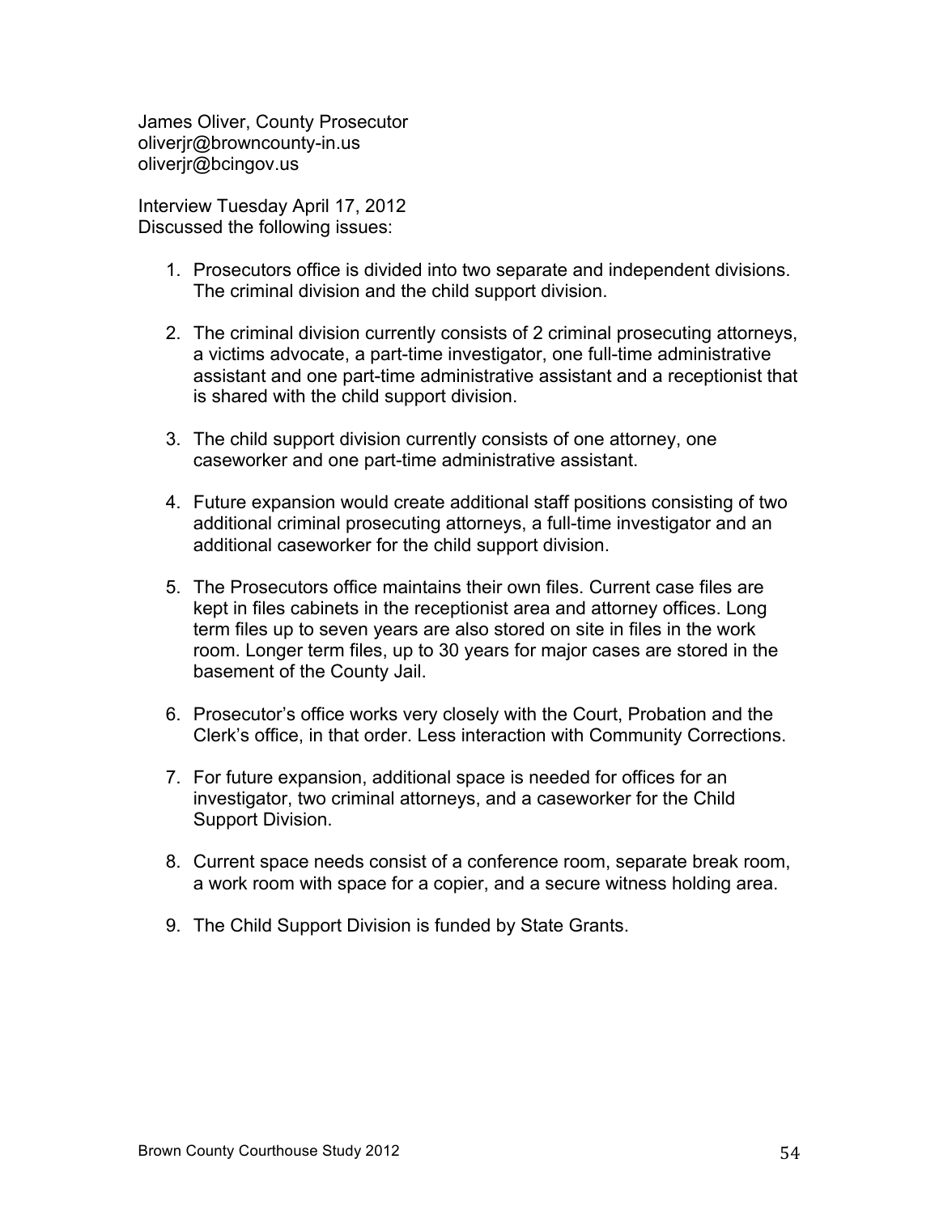James Oliver, County Prosecutor
oliverjr@browncounty-in.us
oliverjr@bcingov.us

Interview Tuesday April 17, 2012
Discussed the following issues:

1. Prosecutors office is divided into two separate and independent divisions. The criminal division and the child support division.

2. The criminal division currently consists of 2 criminal prosecuting attorneys, a victims advocate, a part-time investigator, one full-time administrative assistant and one part-time administrative assistant and a receptionist that is shared with the child support division.

3. The child support division currently consists of one attorney, one caseworker and one part-time administrative assistant.

4. Future expansion would create additional staff positions consisting of two additional criminal prosecuting attorneys, a full-time investigator and an additional caseworker for the child support division.

5. The Prosecutors office maintains their own files. Current case files are kept in files cabinets in the receptionist area and attorney offices. Long term files up to seven years are also stored on site in files in the work room. Longer term files, up to 30 years for major cases are stored in the basement of the County Jail.

6. Prosecutor's office works very closely with the Court, Probation and the Clerk's office, in that order. Less interaction with Community Corrections.

7. For future expansion, additional space is needed for offices for an investigator, two criminal attorneys, and a caseworker for the Child Support Division.

8. Current space needs consist of a conference room, separate break room, a work room with space for a copier, and a secure witness holding area.

9. The Child Support Division is funded by State Grants.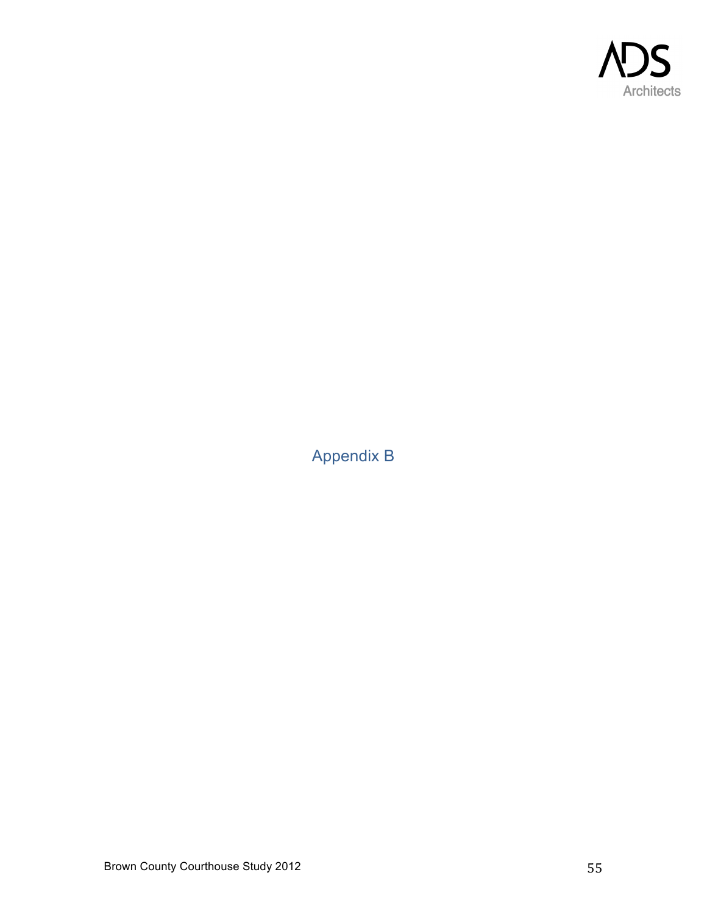# Appendix B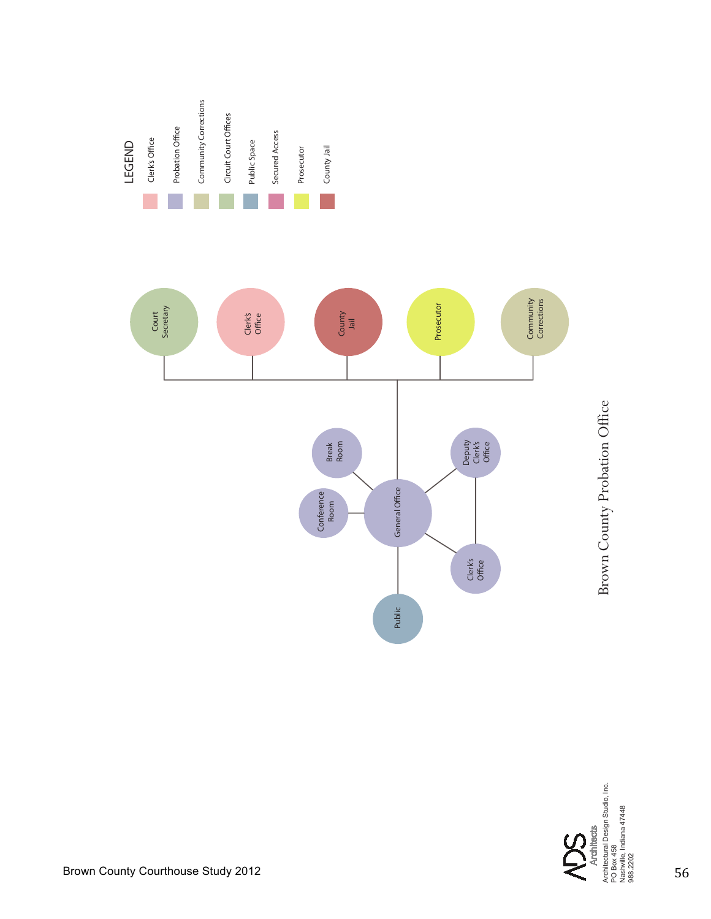# Brown County Probation Office

**LEGEND**

- Clerk's Office
- Probation Office
- Community Corrections
- Circuit Court Offices
- Public Space
- Secured Access
- Prosecutor
- County Jail

Court Secretary

Clerk's Office

County Jail

Prosecutor

Community Corrections

Break Room

Conference Room

General Office

Deputy Clerk's Office

Clerk's Office

Public

Brown County Courthouse Study 2012

ADS Architects
Architectural Design Studio, Inc.
PO Box 458
Nashville, Indiana 47448
988.2202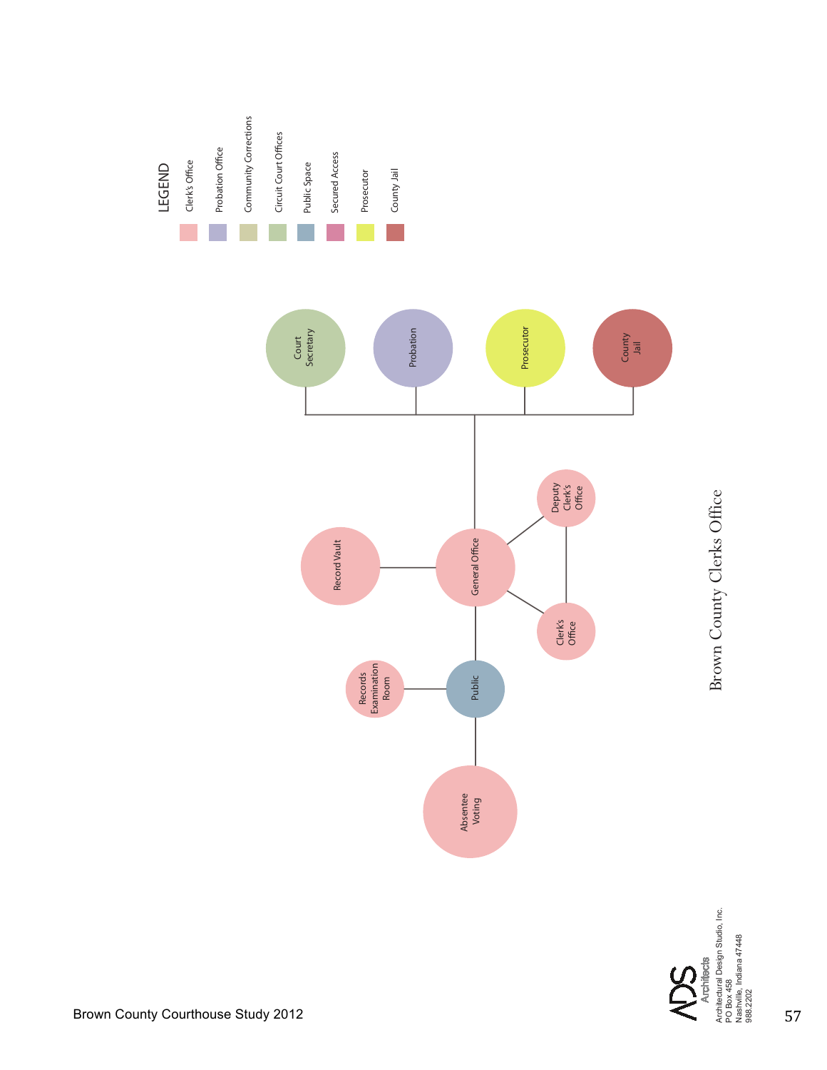# Brown County Clerks Office

**LEGEND**

- Clerk's Office
- Probation Office
- Community Corrections
- Circuit Court Offices
- Public Space
- Secured Access
- Prosecutor
- County Jail

Court Secretary

Probation

Prosecutor

County Jail

Record Vault

General Office

Deputy Clerk's Office

Clerk's Office

Records Examination Room

Public

Absentee Voting

ADS Architects
Architectural Design Studio, Inc.
PO Box 458
Nashville, Indiana 47448
988.2202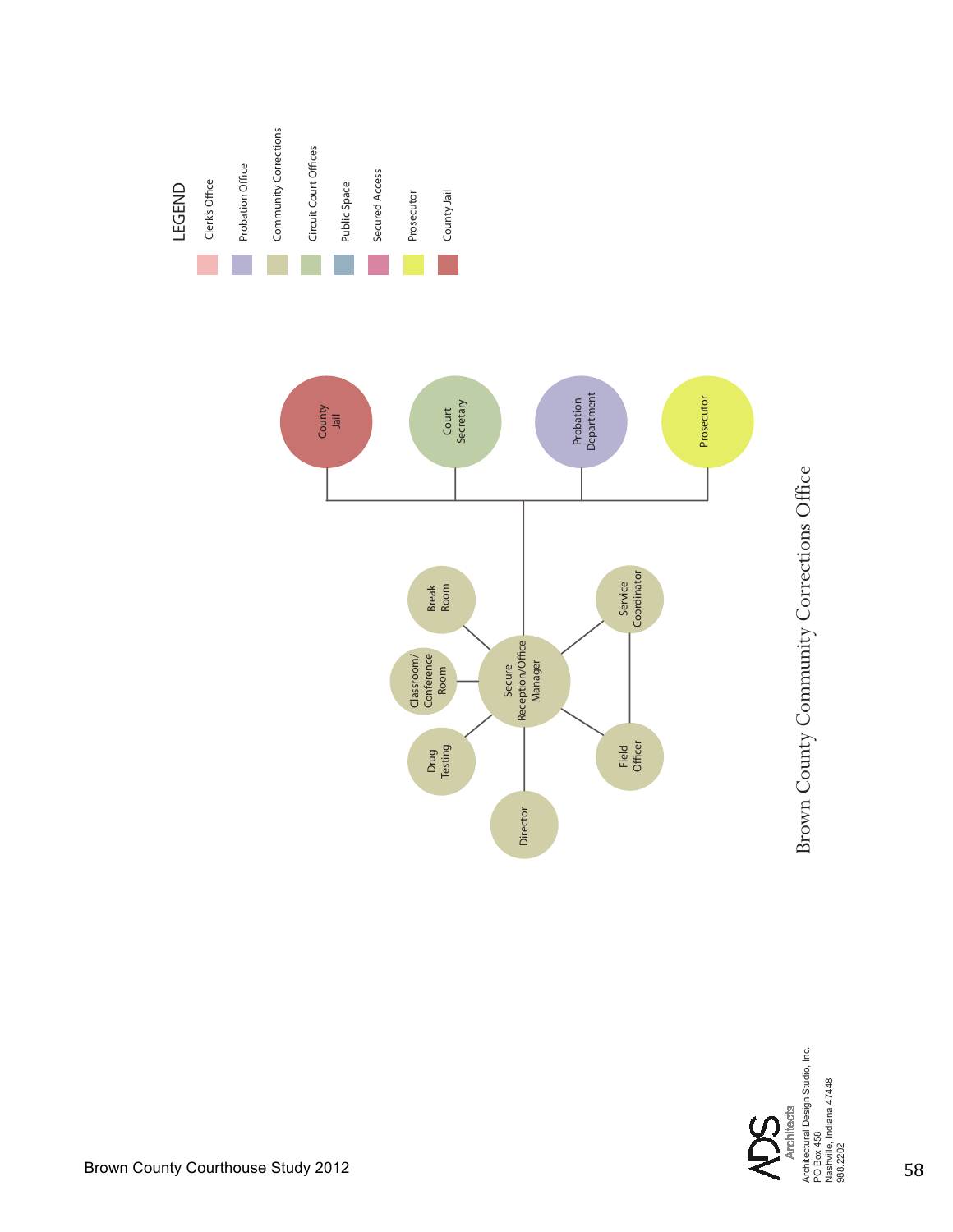# Brown County Community Corrections Office

LEGEND

- Clerk's Office
- Probation Office
- Community Corrections
- Circuit Court Offices
- Public Space
- Secured Access
- Prosecutor
- County Jail

County Jail

Court Secretary

Probation Department

Prosecutor

Break Room

Classroom/ Conference Room

Secure Reception/Office Manager

Drug Testing

Director

Service Coordinator

Field Officer

Brown County Courthouse Study 2012

ADS Architects
Architectural Design Studio, Inc.
PO Box 458
Nashville, Indiana 47448
988.2202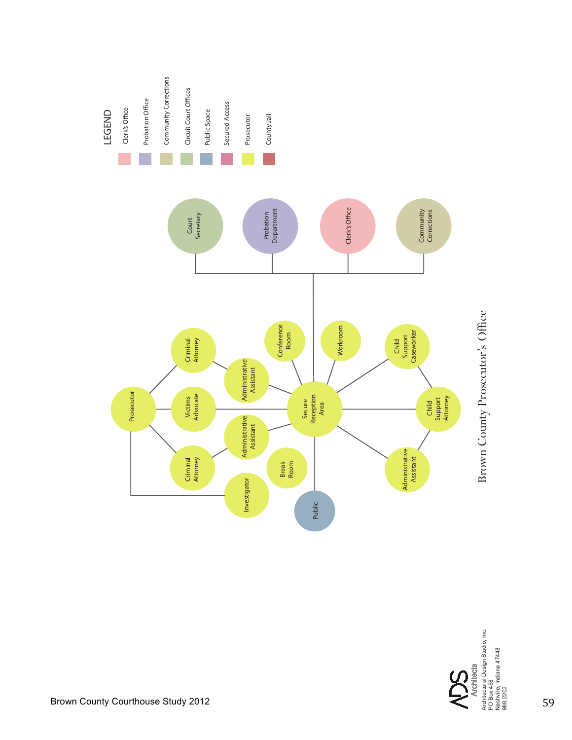# Brown County Prosecutor's Office

**LEGEND**

- Clerk's Office
- Probation Office
- Community Corrections
- Circuit Court Offices
- Public Space
- Secured Access
- Prosecutor
- County Jail

Court Secretary

Probation Department

Clerk's Office

Community Corrections

Criminal Attorney

Conference Room

Workroom

Child Support Caseworker

Administrative Assistant

Prosecutor

Victims Advocate

Secure Reception Area

Child Support Attorney

Administrative Assistant

Criminal Attorney

Break Room

Administrative Assistant

Investigator

Public

Brown County Courthouse Study 2012

ADS Architects
Architectural Design Studio, Inc.
PO Box 458
Nashville, Indiana 47448
988.2202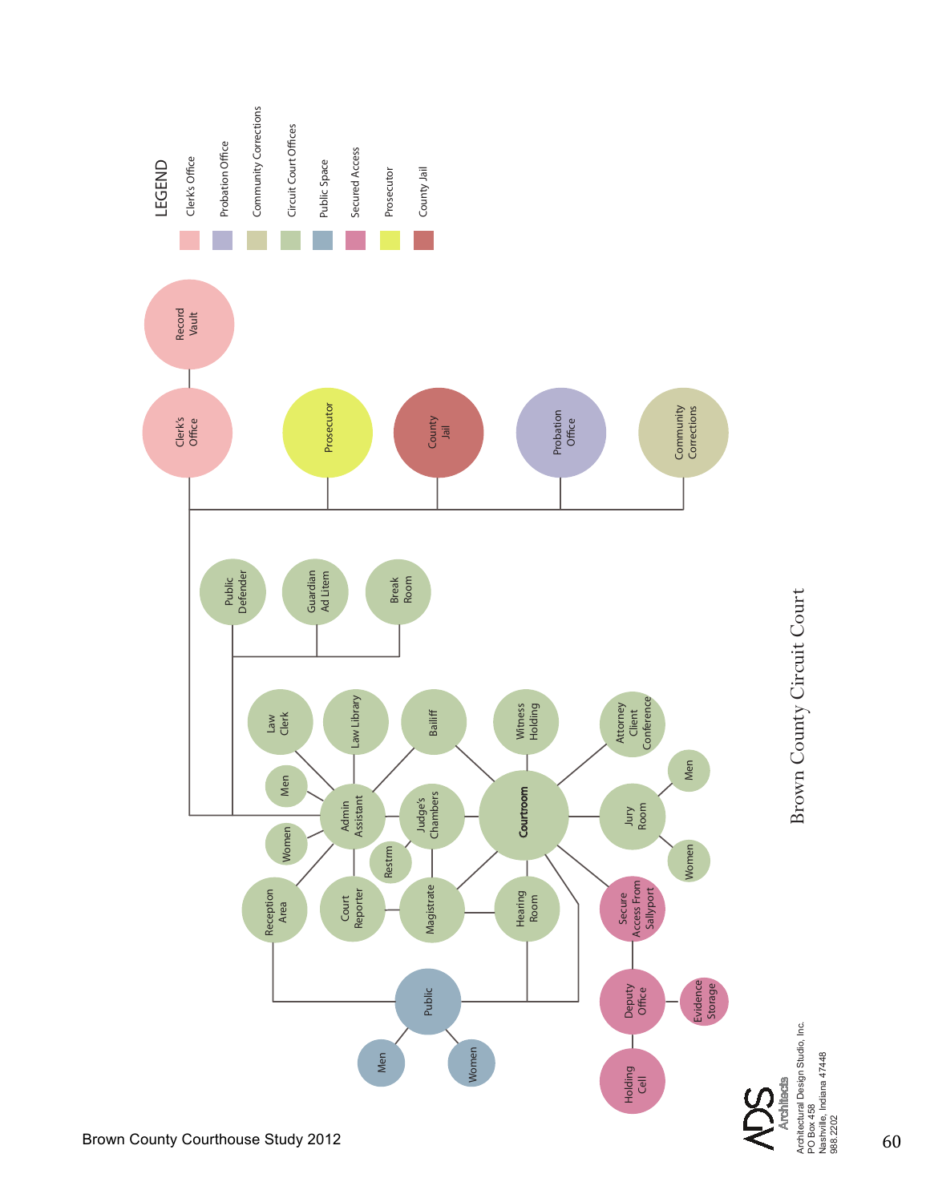# Brown County Circuit Court

## LEGEND

- Clerk's Office
- Probation Office
- Community Corrections
- Circuit Court Offices
- Public Space
- Secured Access
- Prosecutor
- County Jail

Record Vault

Clerk's Office

Prosecutor

County Jail

Probation Office

Community Corrections

Public Defender

Guardian Ad Litem

Break Room

Law Clerk

Law Library

Bailiff

Witness Holding

Attorney Client Conference

Men

Admin Assistant

Judge's Chambers

Courtroom

Jury Room

Men

Women

Restrm

Women

Reception Area

Court Reporter

Magistrate

Hearing Room

Secure Access From Sallyport

Public

Deputy Office

Evidence Storage

Men

Women

Holding Cell

ADS Architects
Architectural Design Studio, Inc.
PO Box 458
Nashville, Indiana 47448
988.2202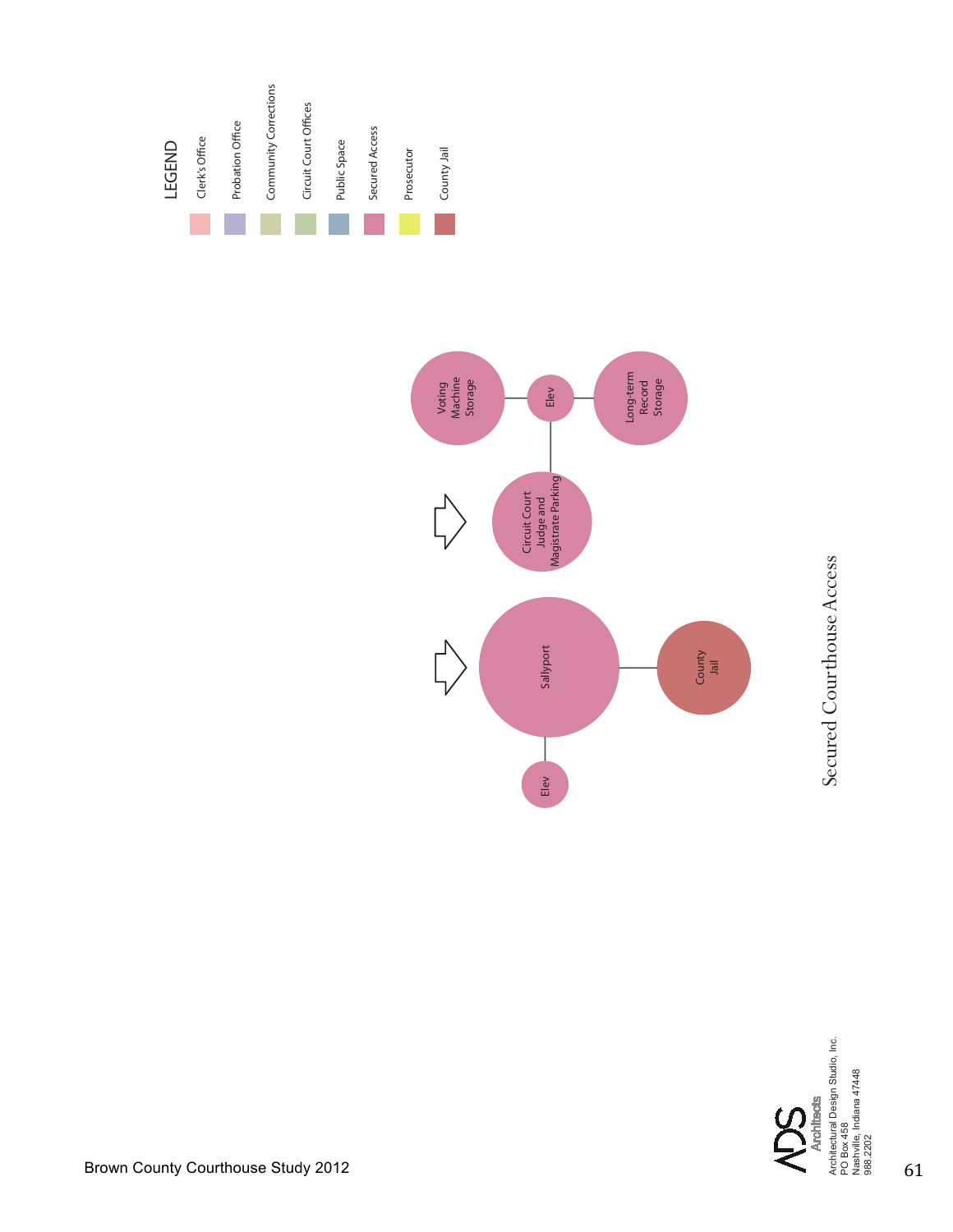## Secured Courthouse Access

**LEGEND**

- Clerk's Office
- Probation Office
- Community Corrections
- Circuit Court Offices
- Public Space
- Secured Access
- Prosecutor
- County Jail

Voting Machine Storage

Elev

Long-term Record Storage

Circuit Court Judge and Magistrate Parking

Sallyport

County Jail

Elev

ADS Architects
Architectural Design Studio, Inc.
PO Box 458
Nashville, Indiana 47448
988.2202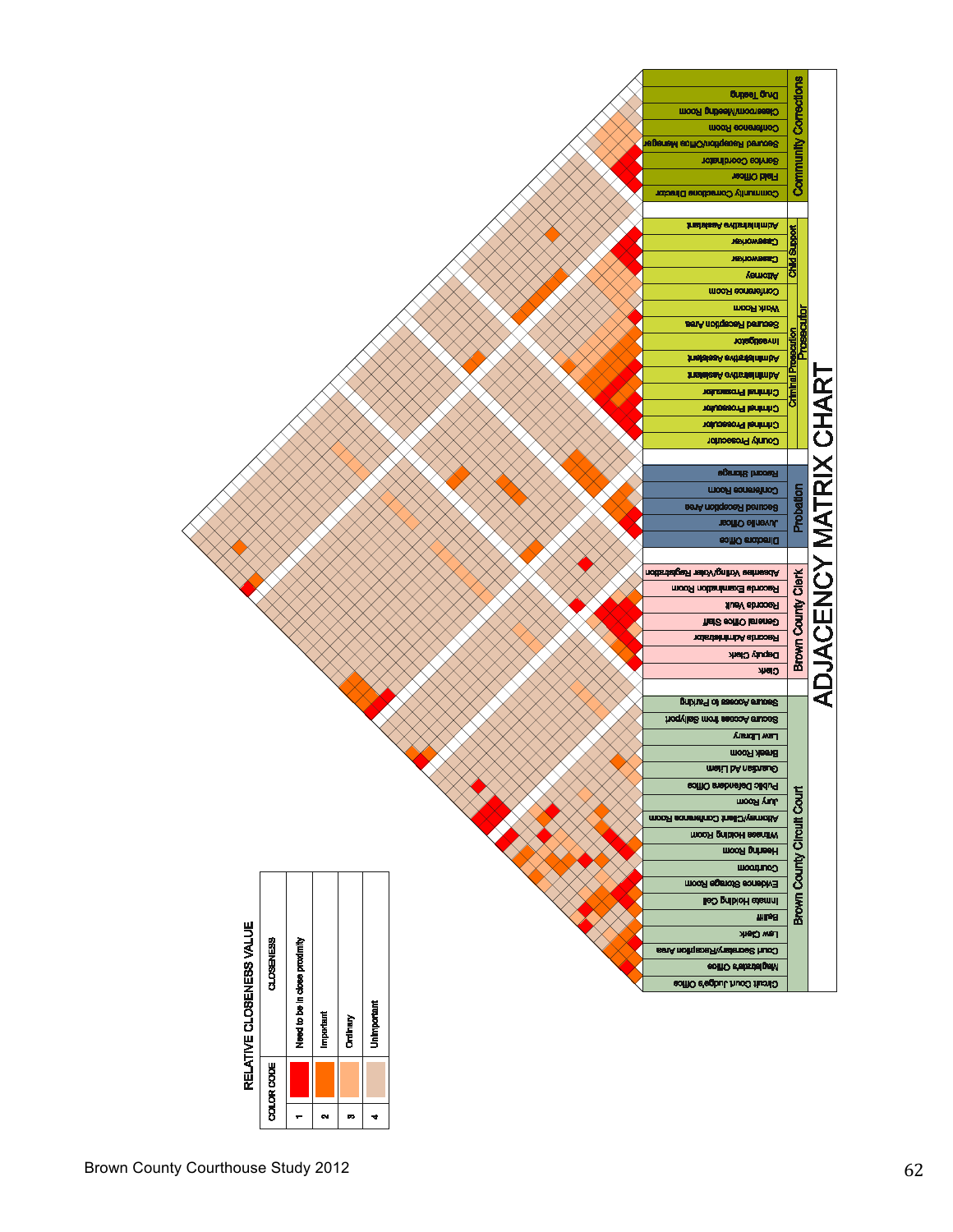# ADJACENCY MATRIX CHART

**Brown County Circuit Court**
- Circuit Court Judge's Office
- Magistrate's Office
- Court Secretary/Reception Area
- Law Clerk
- Bailiff
- Inmate Holding Cell
- Evidence Storage Room
- Courtroom
- Hearing Room
- Witness Holding Room
- Attorney/Client Conference Room
- Jury Room
- Public Defenders Office
- Guardian Ad Litem
- Break Room
- Law Library
- Secure Access from Sallyport
- Secure Access to Parking

**Brown County Clerk**
- Clerk
- Deputy Clerk
- Records Administrator
- General Office Staff
- Records Vault
- Records Examination Room
- Absentee Voting/Voter Registration

**Probation**
- Directors Office
- Juvenile Officer
- Secured Reception Area
- Conference Room
- Record Storage

**Prosecutor**

Criminal Prosecution
- County Prosecutor
- Criminal Prosecutor
- Criminal Prosecutor
- Criminal Prosecutor
- Administrative Assistant
- Administrative Assistant
- Investigator
- Secured Reception Area
- Work Room
- Conference Room

Child Support
- Attorney
- Caseworker
- Caseworker
- Administrative Assistant

**Community Corrections**
- Community Corrections Director
- Field Officer
- Service Coordinator
- Secured Reception/Office Manager
- Conference Room
- Classroom/Meeting Room
- Drug Testing

RELATIVE CLOSENESS VALUE

| COLOR CODE | | CLOSENESS |
|---|---|---|
| 1 | Red | Need to be in close proximity |
| 2 | Orange | Important |
| 3 | Light orange | Ordinary |
| 4 | Tan | Unimportant |

Brown County Courthouse Study 2012